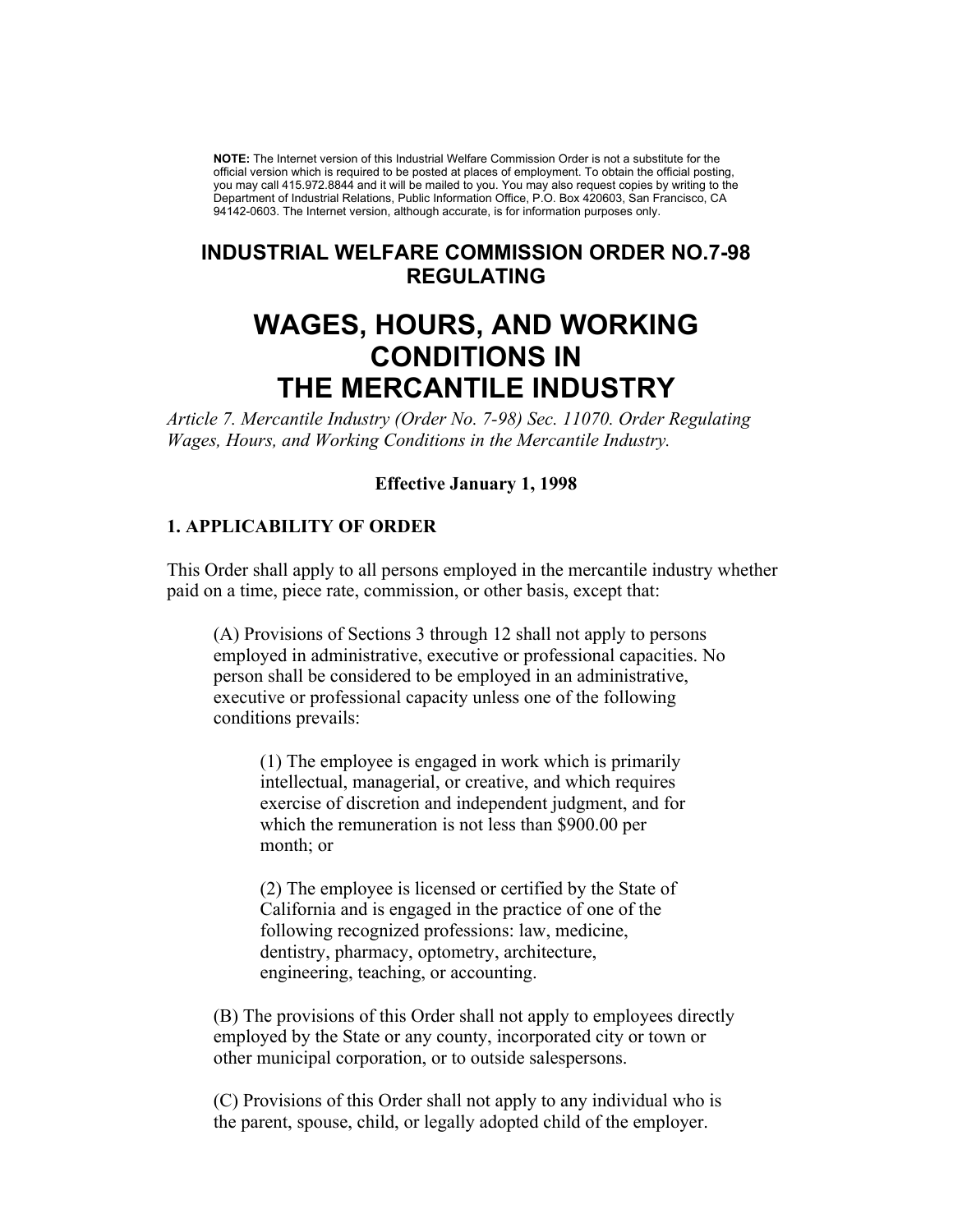**NOTE:** The Internet version of this Industrial Welfare Commission Order is not a substitute for the official version which is required to be posted at places of employment. To obtain the official posting, you may call 415.972.8844 and it will be mailed to you. You may also request copies by writing to the Department of Industrial Relations, Public Information Office, P.O. Box 420603, San Francisco, CA 94142-0603. The Internet version, although accurate, is for information purposes only.

## INDUSTRIAL WELFARE COMMISSION ORDER NO.7-98 REGULATING

# WAGES, HOURS, AND WORKING CONDITIONS IN THE MERCANTILE INDUSTRY

*Article 7. Mercantile Industry (Order No. 7-98) Sec. 11070. Order Regulating Wages, Hours, and Working Conditions in the Mercantile Industry.*

**Effective January 1, 1998**

### 1. APPLICABILITY OF ORDER

This Order shall apply to all persons employed in the mercantile industry whether paid on a time, piece rate, commission, or other basis, except that:

(A) Provisions of Sections 3 through 12 shall not apply to persons employed in administrative, executive or professional capacities. No person shall be considered to be employed in an administrative, executive or professional capacity unless one of the following conditions prevails:

(1) The employee is engaged in work which is primarily intellectual, managerial, or creative, and which requires exercise of discretion and independent judgment, and for which the remuneration is not less than $900.00 per month; or

(2) The employee is licensed or certified by the State of California and is engaged in the practice of one of the following recognized professions: law, medicine, dentistry, pharmacy, optometry, architecture, engineering, teaching, or accounting.

(B) The provisions of this Order shall not apply to employees directly employed by the State or any county, incorporated city or town or other municipal corporation, or to outside salespersons.

(C) Provisions of this Order shall not apply to any individual who is the parent, spouse, child, or legally adopted child of the employer.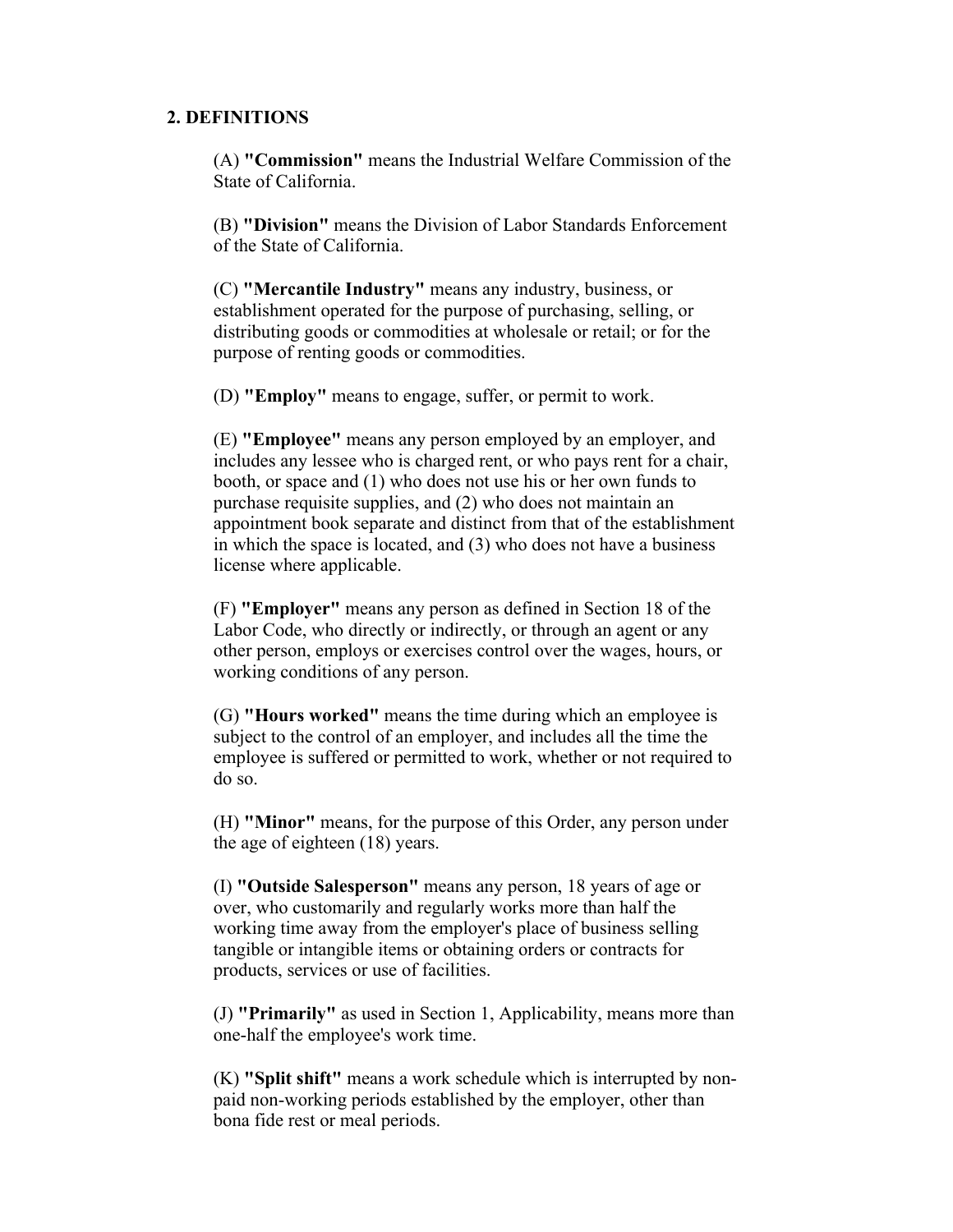## 2. DEFINITIONS

(A) **"Commission"** means the Industrial Welfare Commission of the State of California.

(B) **"Division"** means the Division of Labor Standards Enforcement of the State of California.

(C) **"Mercantile Industry"** means any industry, business, or establishment operated for the purpose of purchasing, selling, or distributing goods or commodities at wholesale or retail; or for the purpose of renting goods or commodities.

(D) **"Employ"** means to engage, suffer, or permit to work.

(E) **"Employee"** means any person employed by an employer, and includes any lessee who is charged rent, or who pays rent for a chair, booth, or space and (1) who does not use his or her own funds to purchase requisite supplies, and (2) who does not maintain an appointment book separate and distinct from that of the establishment in which the space is located, and (3) who does not have a business license where applicable.

(F) **"Employer"** means any person as defined in Section 18 of the Labor Code, who directly or indirectly, or through an agent or any other person, employs or exercises control over the wages, hours, or working conditions of any person.

(G) **"Hours worked"** means the time during which an employee is subject to the control of an employer, and includes all the time the employee is suffered or permitted to work, whether or not required to do so.

(H) **"Minor"** means, for the purpose of this Order, any person under the age of eighteen (18) years.

(I) **"Outside Salesperson"** means any person, 18 years of age or over, who customarily and regularly works more than half the working time away from the employer's place of business selling tangible or intangible items or obtaining orders or contracts for products, services or use of facilities.

(J) **"Primarily"** as used in Section 1, Applicability, means more than one-half the employee's work time.

(K) **"Split shift"** means a work schedule which is interrupted by non-paid non-working periods established by the employer, other than bona fide rest or meal periods.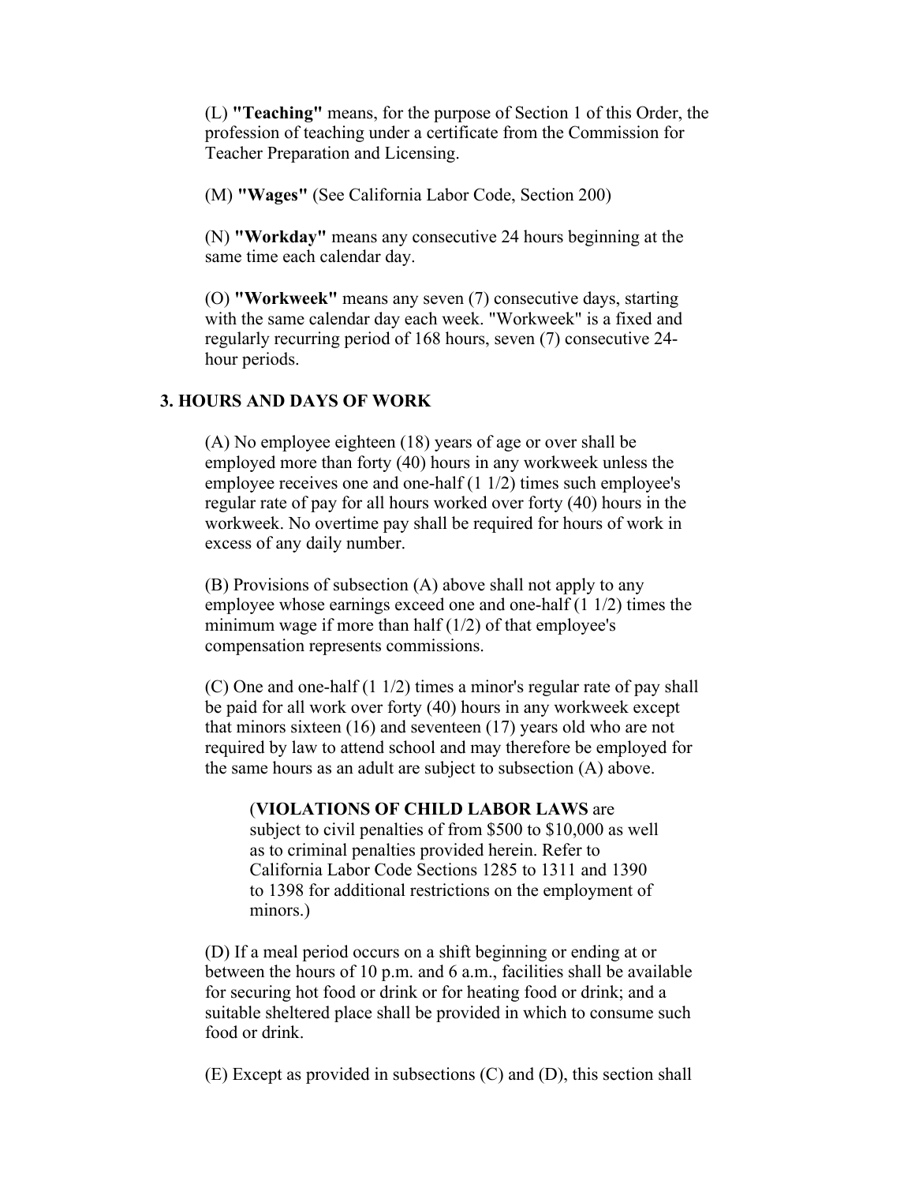(L) **"Teaching"** means, for the purpose of Section 1 of this Order, the profession of teaching under a certificate from the Commission for Teacher Preparation and Licensing.

(M) **"Wages"** (See California Labor Code, Section 200)

(N) **"Workday"** means any consecutive 24 hours beginning at the same time each calendar day.

(O) **"Workweek"** means any seven (7) consecutive days, starting with the same calendar day each week. "Workweek" is a fixed and regularly recurring period of 168 hours, seven (7) consecutive 24-hour periods.

## 3. HOURS AND DAYS OF WORK

(A) No employee eighteen (18) years of age or over shall be employed more than forty (40) hours in any workweek unless the employee receives one and one-half (1 1/2) times such employee's regular rate of pay for all hours worked over forty (40) hours in the workweek. No overtime pay shall be required for hours of work in excess of any daily number.

(B) Provisions of subsection (A) above shall not apply to any employee whose earnings exceed one and one-half (1 1/2) times the minimum wage if more than half (1/2) of that employee's compensation represents commissions.

(C) One and one-half (1 1/2) times a minor's regular rate of pay shall be paid for all work over forty (40) hours in any workweek except that minors sixteen (16) and seventeen (17) years old who are not required by law to attend school and may therefore be employed for the same hours as an adult are subject to subsection (A) above.

> (**VIOLATIONS OF CHILD LABOR LAWS** are subject to civil penalties of from $500 to $10,000 as well as to criminal penalties provided herein. Refer to California Labor Code Sections 1285 to 1311 and 1390 to 1398 for additional restrictions on the employment of minors.)

(D) If a meal period occurs on a shift beginning or ending at or between the hours of 10 p.m. and 6 a.m., facilities shall be available for securing hot food or drink or for heating food or drink; and a suitable sheltered place shall be provided in which to consume such food or drink.

(E) Except as provided in subsections (C) and (D), this section shall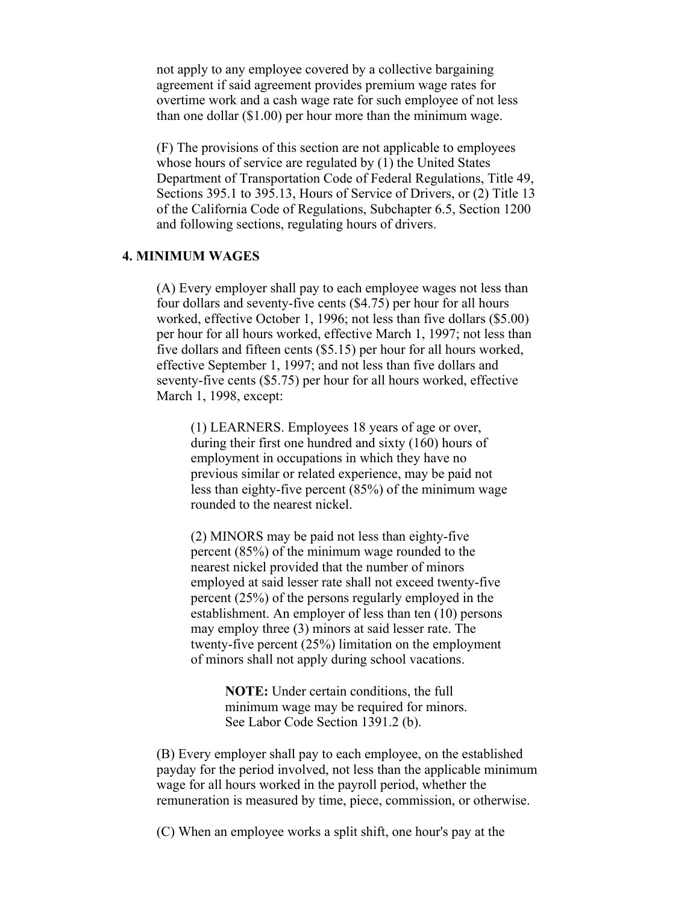not apply to any employee covered by a collective bargaining agreement if said agreement provides premium wage rates for overtime work and a cash wage rate for such employee of not less than one dollar ($1.00) per hour more than the minimum wage.

(F) The provisions of this section are not applicable to employees whose hours of service are regulated by (1) the United States Department of Transportation Code of Federal Regulations, Title 49, Sections 395.1 to 395.13, Hours of Service of Drivers, or (2) Title 13 of the California Code of Regulations, Subchapter 6.5, Section 1200 and following sections, regulating hours of drivers.

## 4. MINIMUM WAGES

(A) Every employer shall pay to each employee wages not less than four dollars and seventy-five cents ($4.75) per hour for all hours worked, effective October 1, 1996; not less than five dollars ($5.00) per hour for all hours worked, effective March 1, 1997; not less than five dollars and fifteen cents ($5.15) per hour for all hours worked, effective September 1, 1997; and not less than five dollars and seventy-five cents ($5.75) per hour for all hours worked, effective March 1, 1998, except:

> (1) LEARNERS. Employees 18 years of age or over, during their first one hundred and sixty (160) hours of employment in occupations in which they have no previous similar or related experience, may be paid not less than eighty-five percent (85%) of the minimum wage rounded to the nearest nickel.
>
> (2) MINORS may be paid not less than eighty-five percent (85%) of the minimum wage rounded to the nearest nickel provided that the number of minors employed at said lesser rate shall not exceed twenty-five percent (25%) of the persons regularly employed in the establishment. An employer of less than ten (10) persons may employ three (3) minors at said lesser rate. The twenty-five percent (25%) limitation on the employment of minors shall not apply during school vacations.
>
> > **NOTE:** Under certain conditions, the full minimum wage may be required for minors. See Labor Code Section 1391.2 (b).

(B) Every employer shall pay to each employee, on the established payday for the period involved, not less than the applicable minimum wage for all hours worked in the payroll period, whether the remuneration is measured by time, piece, commission, or otherwise.

(C) When an employee works a split shift, one hour's pay at the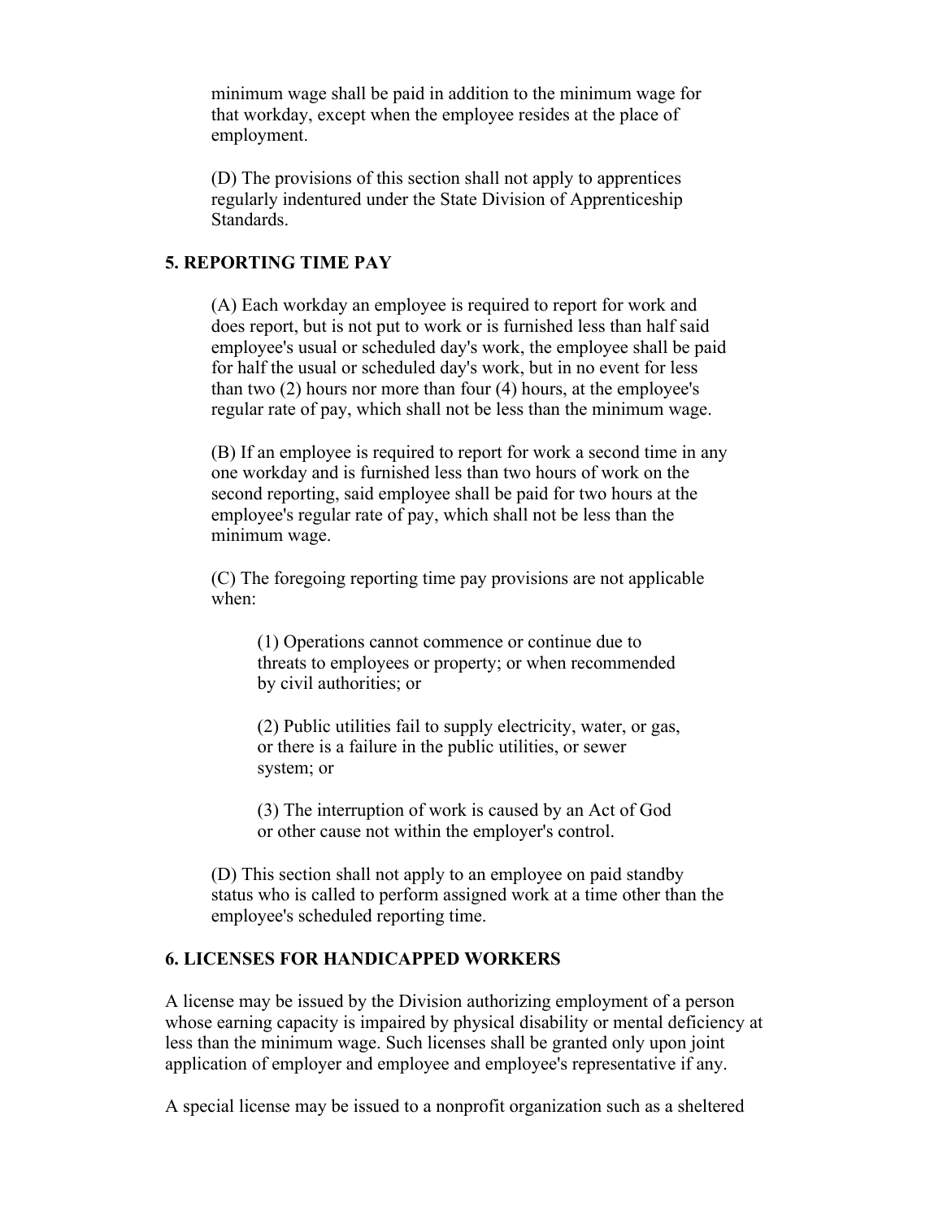minimum wage shall be paid in addition to the minimum wage for that workday, except when the employee resides at the place of employment.

(D) The provisions of this section shall not apply to apprentices regularly indentured under the State Division of Apprenticeship Standards.

## 5. REPORTING TIME PAY

(A) Each workday an employee is required to report for work and does report, but is not put to work or is furnished less than half said employee's usual or scheduled day's work, the employee shall be paid for half the usual or scheduled day's work, but in no event for less than two (2) hours nor more than four (4) hours, at the employee's regular rate of pay, which shall not be less than the minimum wage.

(B) If an employee is required to report for work a second time in any one workday and is furnished less than two hours of work on the second reporting, said employee shall be paid for two hours at the employee's regular rate of pay, which shall not be less than the minimum wage.

(C) The foregoing reporting time pay provisions are not applicable when:

(1) Operations cannot commence or continue due to threats to employees or property; or when recommended by civil authorities; or

(2) Public utilities fail to supply electricity, water, or gas, or there is a failure in the public utilities, or sewer system; or

(3) The interruption of work is caused by an Act of God or other cause not within the employer's control.

(D) This section shall not apply to an employee on paid standby status who is called to perform assigned work at a time other than the employee's scheduled reporting time.

## 6. LICENSES FOR HANDICAPPED WORKERS

A license may be issued by the Division authorizing employment of a person whose earning capacity is impaired by physical disability or mental deficiency at less than the minimum wage. Such licenses shall be granted only upon joint application of employer and employee and employee's representative if any.

A special license may be issued to a nonprofit organization such as a sheltered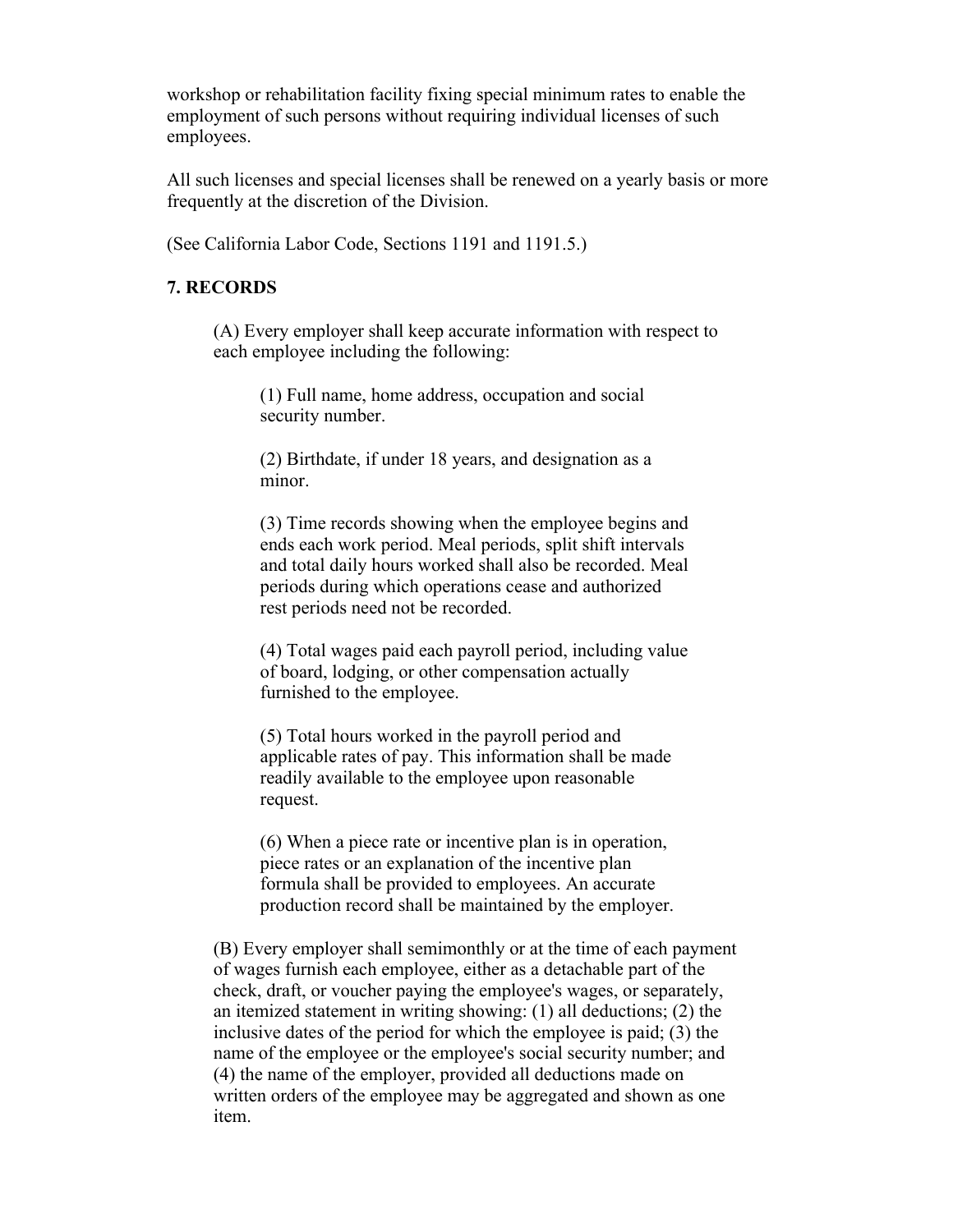workshop or rehabilitation facility fixing special minimum rates to enable the employment of such persons without requiring individual licenses of such employees.

All such licenses and special licenses shall be renewed on a yearly basis or more frequently at the discretion of the Division.

(See California Labor Code, Sections 1191 and 1191.5.)

## 7. RECORDS

(A) Every employer shall keep accurate information with respect to each employee including the following:

(1) Full name, home address, occupation and social security number.

(2) Birthdate, if under 18 years, and designation as a minor.

(3) Time records showing when the employee begins and ends each work period. Meal periods, split shift intervals and total daily hours worked shall also be recorded. Meal periods during which operations cease and authorized rest periods need not be recorded.

(4) Total wages paid each payroll period, including value of board, lodging, or other compensation actually furnished to the employee.

(5) Total hours worked in the payroll period and applicable rates of pay. This information shall be made readily available to the employee upon reasonable request.

(6) When a piece rate or incentive plan is in operation, piece rates or an explanation of the incentive plan formula shall be provided to employees. An accurate production record shall be maintained by the employer.

(B) Every employer shall semimonthly or at the time of each payment of wages furnish each employee, either as a detachable part of the check, draft, or voucher paying the employee's wages, or separately, an itemized statement in writing showing: (1) all deductions; (2) the inclusive dates of the period for which the employee is paid; (3) the name of the employee or the employee's social security number; and (4) the name of the employer, provided all deductions made on written orders of the employee may be aggregated and shown as one item.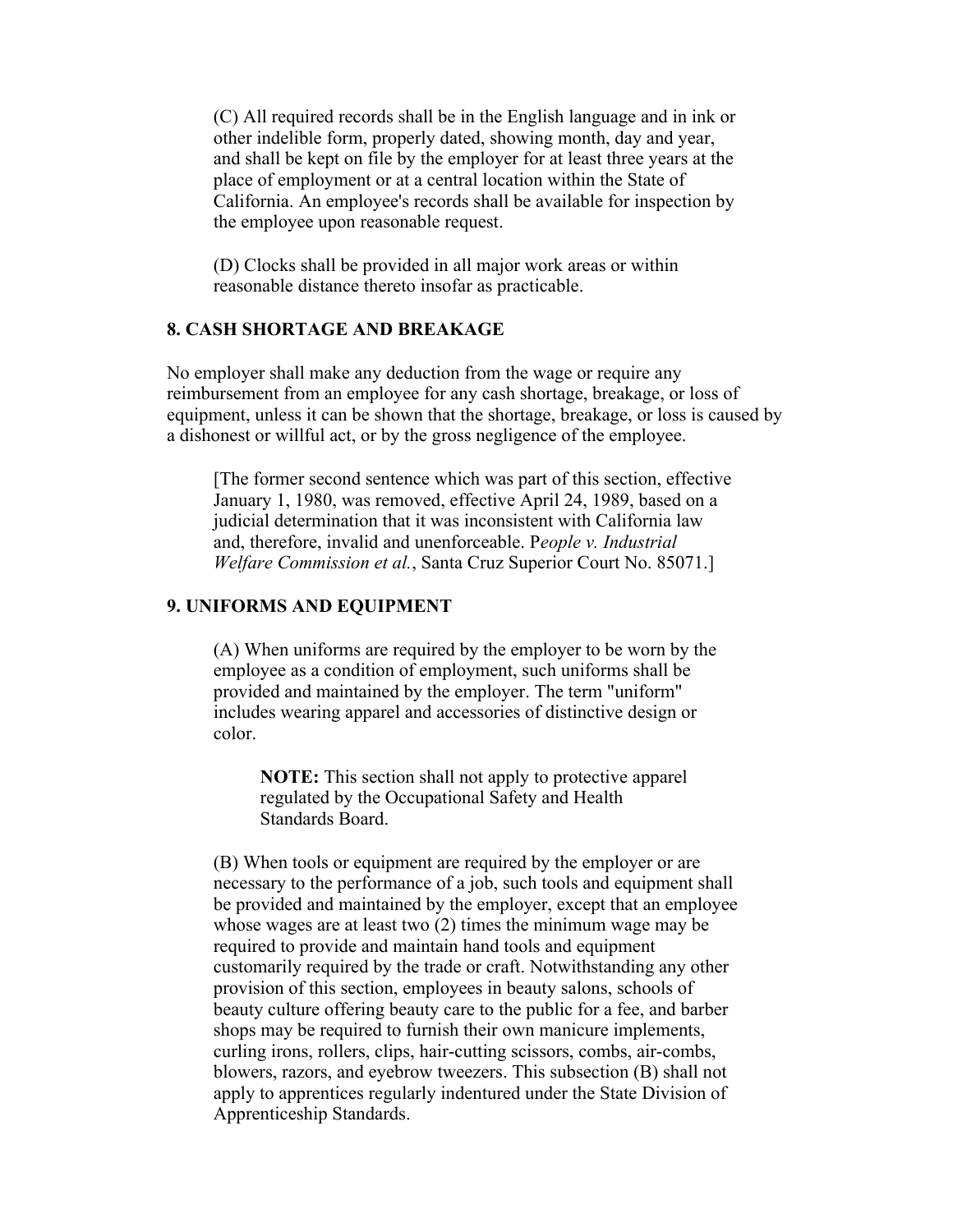(C) All required records shall be in the English language and in ink or other indelible form, properly dated, showing month, day and year, and shall be kept on file by the employer for at least three years at the place of employment or at a central location within the State of California. An employee's records shall be available for inspection by the employee upon reasonable request.

(D) Clocks shall be provided in all major work areas or within reasonable distance thereto insofar as practicable.

## 8. CASH SHORTAGE AND BREAKAGE

No employer shall make any deduction from the wage or require any reimbursement from an employee for any cash shortage, breakage, or loss of equipment, unless it can be shown that the shortage, breakage, or loss is caused by a dishonest or willful act, or by the gross negligence of the employee.

[The former second sentence which was part of this section, effective January 1, 1980, was removed, effective April 24, 1989, based on a judicial determination that it was inconsistent with California law and, therefore, invalid and unenforceable. *People v. Industrial Welfare Commission et al.*, Santa Cruz Superior Court No. 85071.]

## 9. UNIFORMS AND EQUIPMENT

(A) When uniforms are required by the employer to be worn by the employee as a condition of employment, such uniforms shall be provided and maintained by the employer. The term "uniform" includes wearing apparel and accessories of distinctive design or color.

**NOTE:** This section shall not apply to protective apparel regulated by the Occupational Safety and Health Standards Board.

(B) When tools or equipment are required by the employer or are necessary to the performance of a job, such tools and equipment shall be provided and maintained by the employer, except that an employee whose wages are at least two (2) times the minimum wage may be required to provide and maintain hand tools and equipment customarily required by the trade or craft. Notwithstanding any other provision of this section, employees in beauty salons, schools of beauty culture offering beauty care to the public for a fee, and barber shops may be required to furnish their own manicure implements, curling irons, rollers, clips, hair-cutting scissors, combs, air-combs, blowers, razors, and eyebrow tweezers. This subsection (B) shall not apply to apprentices regularly indentured under the State Division of Apprenticeship Standards.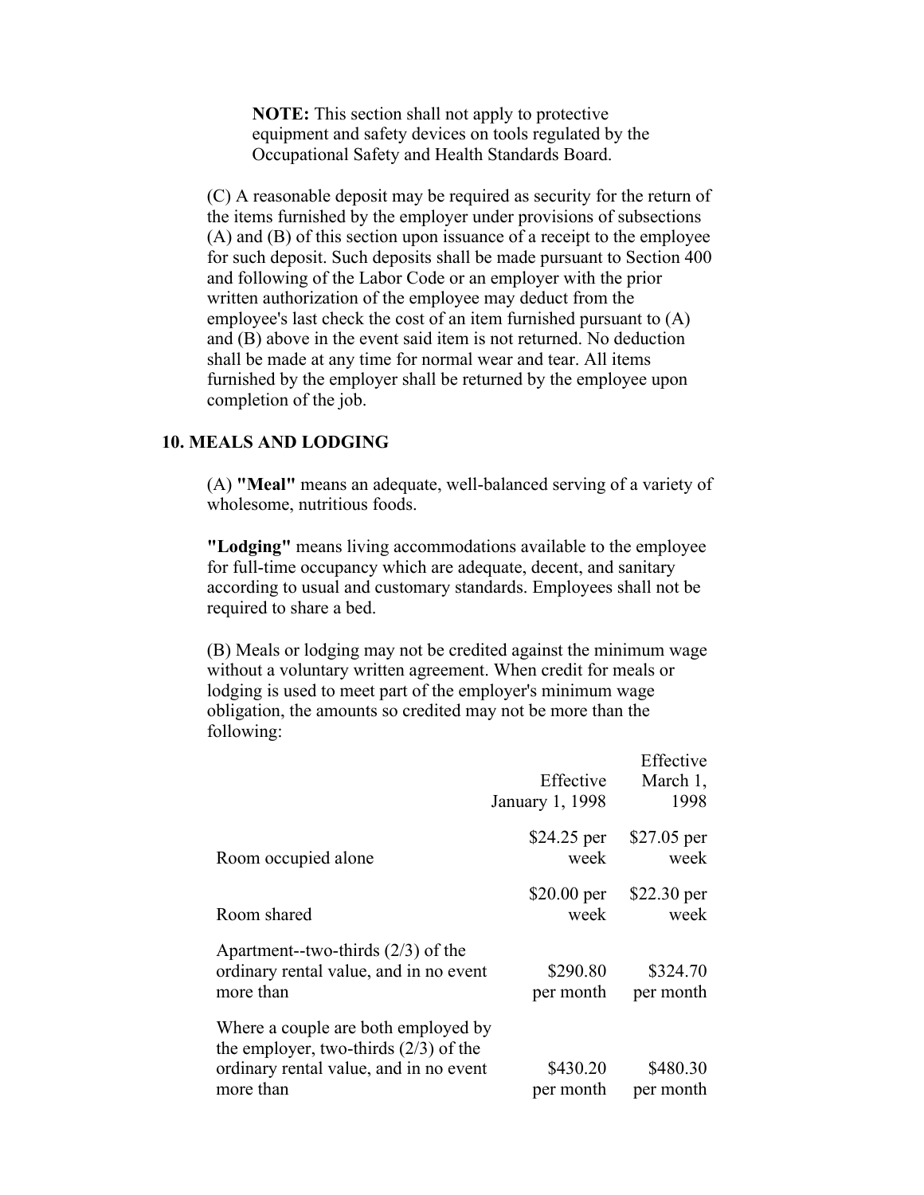**NOTE:** This section shall not apply to protective equipment and safety devices on tools regulated by the Occupational Safety and Health Standards Board.

(C) A reasonable deposit may be required as security for the return of the items furnished by the employer under provisions of subsections (A) and (B) of this section upon issuance of a receipt to the employee for such deposit. Such deposits shall be made pursuant to Section 400 and following of the Labor Code or an employer with the prior written authorization of the employee may deduct from the employee's last check the cost of an item furnished pursuant to (A) and (B) above in the event said item is not returned. No deduction shall be made at any time for normal wear and tear. All items furnished by the employer shall be returned by the employee upon completion of the job.

## 10. MEALS AND LODGING

(A) **"Meal"** means an adequate, well-balanced serving of a variety of wholesome, nutritious foods.

**"Lodging"** means living accommodations available to the employee for full-time occupancy which are adequate, decent, and sanitary according to usual and customary standards. Employees shall not be required to share a bed.

(B) Meals or lodging may not be credited against the minimum wage without a voluntary written agreement. When credit for meals or lodging is used to meet part of the employer's minimum wage obligation, the amounts so credited may not be more than the following:

| | Effective January 1, 1998 | Effective March 1, 1998 |
|---|---|---|
| Room occupied alone | $24.25 per week | $27.05 per week |
| Room shared | $20.00 per week | $22.30 per week |
| Apartment--two-thirds (2/3) of the ordinary rental value, and in no event more than | $290.80 per month | $324.70 per month |
| Where a couple are both employed by the employer, two-thirds (2/3) of the ordinary rental value, and in no event more than | $430.20 per month | $480.30 per month |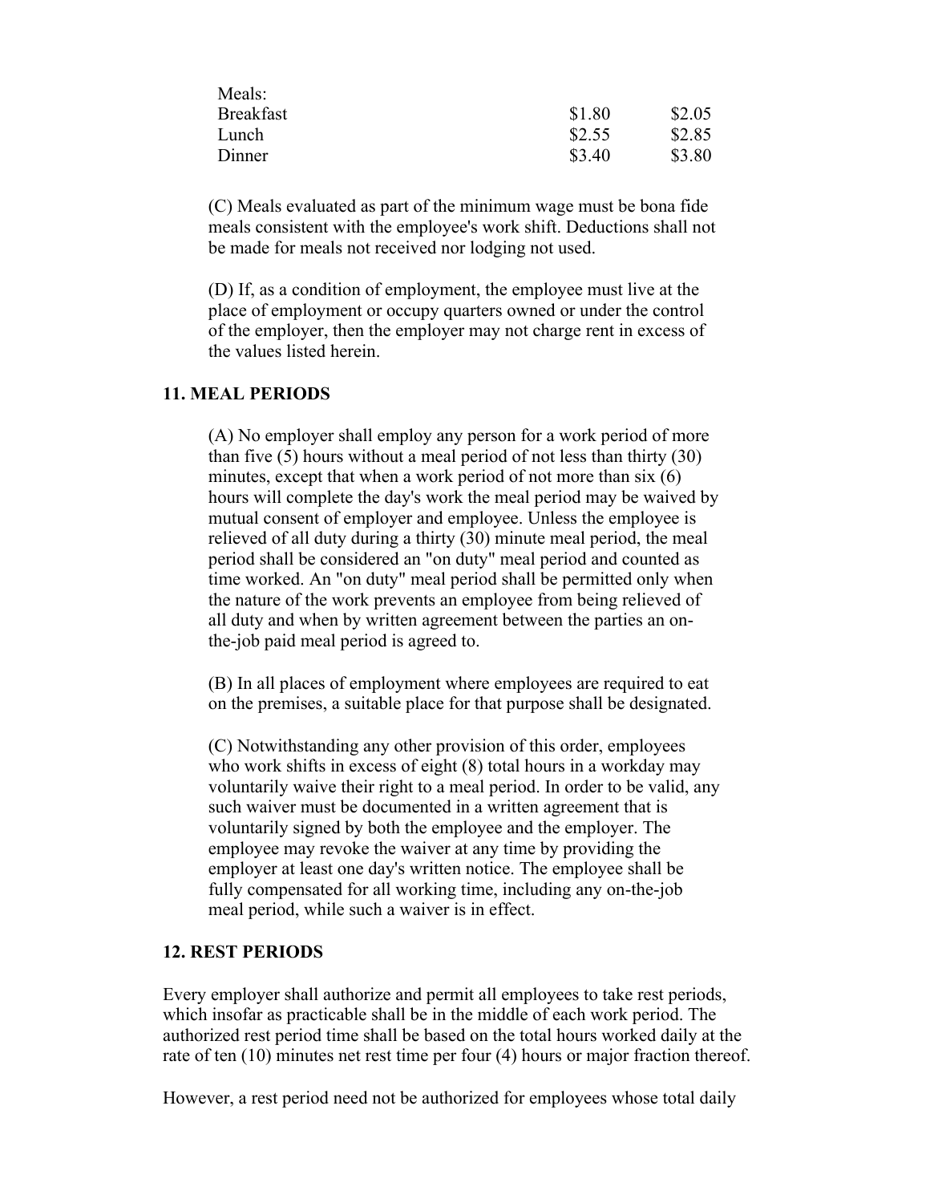| Meals: | | |
|---|---|---|
| Breakfast | \$1.80 | \$2.05 |
| Lunch | \$2.55 | \$2.85 |
| Dinner | \$3.40 | \$3.80 |

(C) Meals evaluated as part of the minimum wage must be bona fide meals consistent with the employee's work shift. Deductions shall not be made for meals not received nor lodging not used.

(D) If, as a condition of employment, the employee must live at the place of employment or occupy quarters owned or under the control of the employer, then the employer may not charge rent in excess of the values listed herein.

## 11. MEAL PERIODS

(A) No employer shall employ any person for a work period of more than five (5) hours without a meal period of not less than thirty (30) minutes, except that when a work period of not more than six (6) hours will complete the day's work the meal period may be waived by mutual consent of employer and employee. Unless the employee is relieved of all duty during a thirty (30) minute meal period, the meal period shall be considered an "on duty" meal period and counted as time worked. An "on duty" meal period shall be permitted only when the nature of the work prevents an employee from being relieved of all duty and when by written agreement between the parties an on-the-job paid meal period is agreed to.

(B) In all places of employment where employees are required to eat on the premises, a suitable place for that purpose shall be designated.

(C) Notwithstanding any other provision of this order, employees who work shifts in excess of eight (8) total hours in a workday may voluntarily waive their right to a meal period. In order to be valid, any such waiver must be documented in a written agreement that is voluntarily signed by both the employee and the employer. The employee may revoke the waiver at any time by providing the employer at least one day's written notice. The employee shall be fully compensated for all working time, including any on-the-job meal period, while such a waiver is in effect.

## 12. REST PERIODS

Every employer shall authorize and permit all employees to take rest periods, which insofar as practicable shall be in the middle of each work period. The authorized rest period time shall be based on the total hours worked daily at the rate of ten (10) minutes net rest time per four (4) hours or major fraction thereof.

However, a rest period need not be authorized for employees whose total daily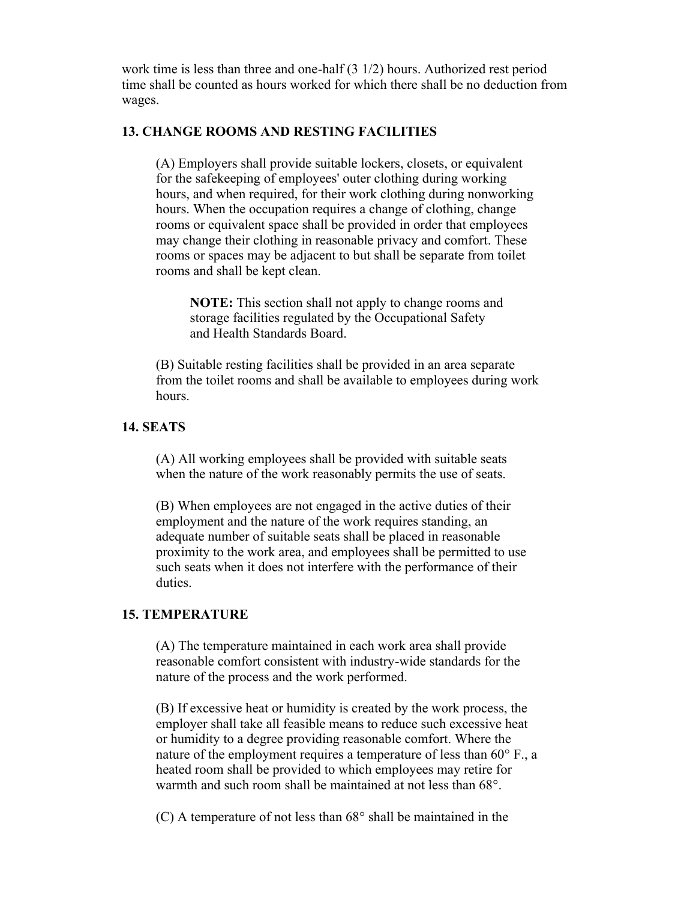work time is less than three and one-half (3 1/2) hours. Authorized rest period time shall be counted as hours worked for which there shall be no deduction from wages.

### 13. CHANGE ROOMS AND RESTING FACILITIES

(A) Employers shall provide suitable lockers, closets, or equivalent for the safekeeping of employees' outer clothing during working hours, and when required, for their work clothing during nonworking hours. When the occupation requires a change of clothing, change rooms or equivalent space shall be provided in order that employees may change their clothing in reasonable privacy and comfort. These rooms or spaces may be adjacent to but shall be separate from toilet rooms and shall be kept clean.

> **NOTE:** This section shall not apply to change rooms and storage facilities regulated by the Occupational Safety and Health Standards Board.

(B) Suitable resting facilities shall be provided in an area separate from the toilet rooms and shall be available to employees during work hours.

### 14. SEATS

(A) All working employees shall be provided with suitable seats when the nature of the work reasonably permits the use of seats.

(B) When employees are not engaged in the active duties of their employment and the nature of the work requires standing, an adequate number of suitable seats shall be placed in reasonable proximity to the work area, and employees shall be permitted to use such seats when it does not interfere with the performance of their duties.

### 15. TEMPERATURE

(A) The temperature maintained in each work area shall provide reasonable comfort consistent with industry-wide standards for the nature of the process and the work performed.

(B) If excessive heat or humidity is created by the work process, the employer shall take all feasible means to reduce such excessive heat or humidity to a degree providing reasonable comfort. Where the nature of the employment requires a temperature of less than 60° F., a heated room shall be provided to which employees may retire for warmth and such room shall be maintained at not less than 68°.

(C) A temperature of not less than 68° shall be maintained in the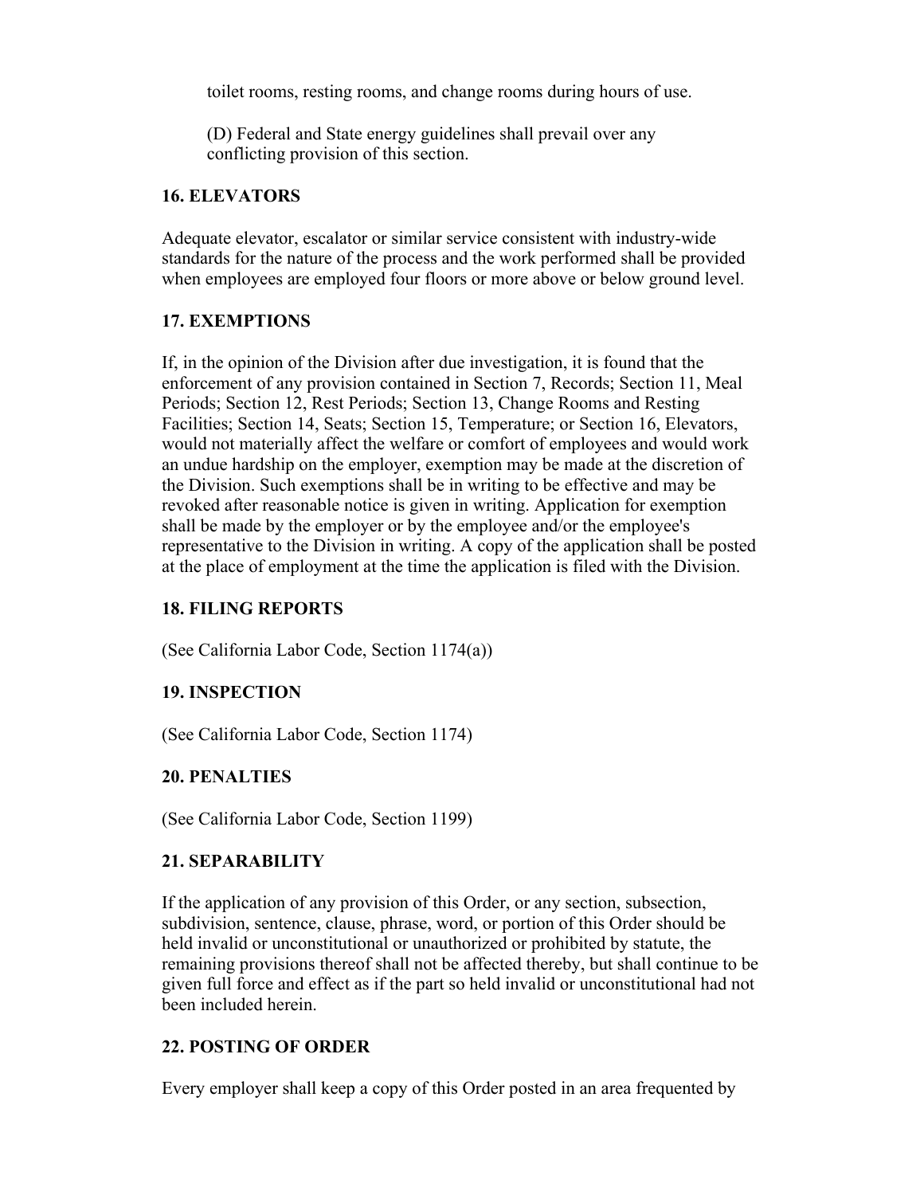toilet rooms, resting rooms, and change rooms during hours of use.

(D) Federal and State energy guidelines shall prevail over any conflicting provision of this section.

### 16. ELEVATORS

Adequate elevator, escalator or similar service consistent with industry-wide standards for the nature of the process and the work performed shall be provided when employees are employed four floors or more above or below ground level.

### 17. EXEMPTIONS

If, in the opinion of the Division after due investigation, it is found that the enforcement of any provision contained in Section 7, Records; Section 11, Meal Periods; Section 12, Rest Periods; Section 13, Change Rooms and Resting Facilities; Section 14, Seats; Section 15, Temperature; or Section 16, Elevators, would not materially affect the welfare or comfort of employees and would work an undue hardship on the employer, exemption may be made at the discretion of the Division. Such exemptions shall be in writing to be effective and may be revoked after reasonable notice is given in writing. Application for exemption shall be made by the employer or by the employee and/or the employee's representative to the Division in writing. A copy of the application shall be posted at the place of employment at the time the application is filed with the Division.

### 18. FILING REPORTS

(See California Labor Code, Section 1174(a))

### 19. INSPECTION

(See California Labor Code, Section 1174)

### 20. PENALTIES

(See California Labor Code, Section 1199)

### 21. SEPARABILITY

If the application of any provision of this Order, or any section, subsection, subdivision, sentence, clause, phrase, word, or portion of this Order should be held invalid or unconstitutional or unauthorized or prohibited by statute, the remaining provisions thereof shall not be affected thereby, but shall continue to be given full force and effect as if the part so held invalid or unconstitutional had not been included herein.

### 22. POSTING OF ORDER

Every employer shall keep a copy of this Order posted in an area frequented by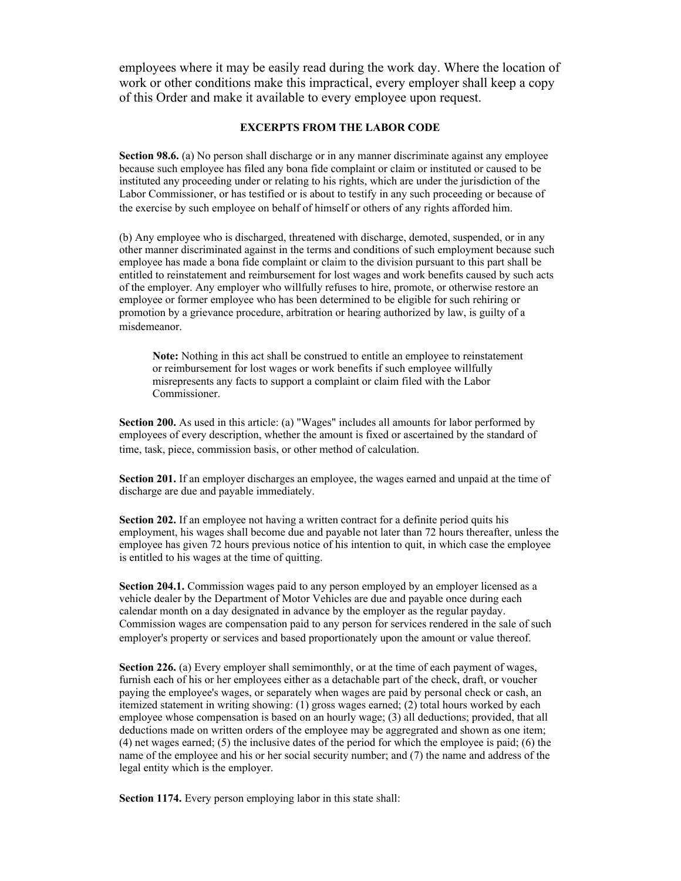employees where it may be easily read during the work day. Where the location of work or other conditions make this impractical, every employer shall keep a copy of this Order and make it available to every employee upon request.

## EXCERPTS FROM THE LABOR CODE

**Section 98.6.** (a) No person shall discharge or in any manner discriminate against any employee because such employee has filed any bona fide complaint or claim or instituted or caused to be instituted any proceeding under or relating to his rights, which are under the jurisdiction of the Labor Commissioner, or has testified or is about to testify in any such proceeding or because of the exercise by such employee on behalf of himself or others of any rights afforded him.

(b) Any employee who is discharged, threatened with discharge, demoted, suspended, or in any other manner discriminated against in the terms and conditions of such employment because such employee has made a bona fide complaint or claim to the division pursuant to this part shall be entitled to reinstatement and reimbursement for lost wages and work benefits caused by such acts of the employer. Any employer who willfully refuses to hire, promote, or otherwise restore an employee or former employee who has been determined to be eligible for such rehiring or promotion by a grievance procedure, arbitration or hearing authorized by law, is guilty of a misdemeanor.

> **Note:** Nothing in this act shall be construed to entitle an employee to reinstatement or reimbursement for lost wages or work benefits if such employee willfully misrepresents any facts to support a complaint or claim filed with the Labor Commissioner.

**Section 200.** As used in this article: (a) "Wages" includes all amounts for labor performed by employees of every description, whether the amount is fixed or ascertained by the standard of time, task, piece, commission basis, or other method of calculation.

**Section 201.** If an employer discharges an employee, the wages earned and unpaid at the time of discharge are due and payable immediately.

**Section 202.** If an employee not having a written contract for a definite period quits his employment, his wages shall become due and payable not later than 72 hours thereafter, unless the employee has given 72 hours previous notice of his intention to quit, in which case the employee is entitled to his wages at the time of quitting.

**Section 204.1.** Commission wages paid to any person employed by an employer licensed as a vehicle dealer by the Department of Motor Vehicles are due and payable once during each calendar month on a day designated in advance by the employer as the regular payday. Commission wages are compensation paid to any person for services rendered in the sale of such employer's property or services and based proportionately upon the amount or value thereof.

**Section 226.** (a) Every employer shall semimonthly, or at the time of each payment of wages, furnish each of his or her employees either as a detachable part of the check, draft, or voucher paying the employee's wages, or separately when wages are paid by personal check or cash, an itemized statement in writing showing: (1) gross wages earned; (2) total hours worked by each employee whose compensation is based on an hourly wage; (3) all deductions; provided, that all deductions made on written orders of the employee may be aggregrated and shown as one item; (4) net wages earned; (5) the inclusive dates of the period for which the employee is paid; (6) the name of the employee and his or her social security number; and (7) the name and address of the legal entity which is the employer.

**Section 1174.** Every person employing labor in this state shall: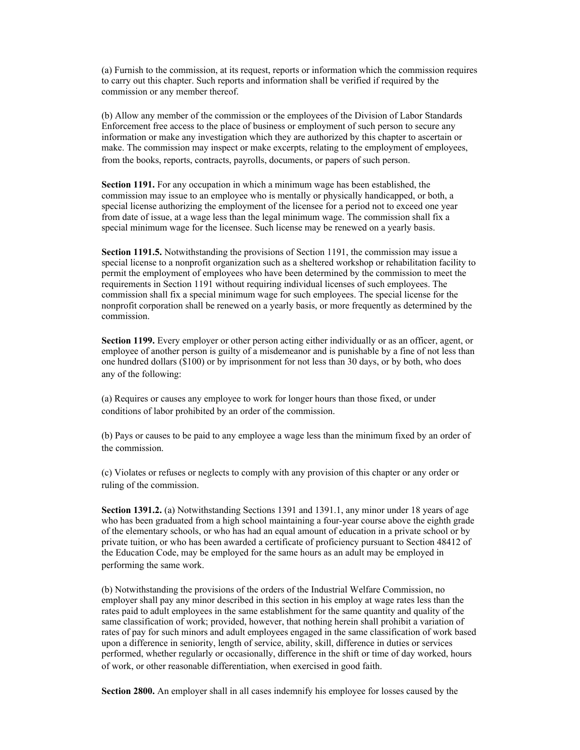(a) Furnish to the commission, at its request, reports or information which the commission requires to carry out this chapter. Such reports and information shall be verified if required by the commission or any member thereof.

(b) Allow any member of the commission or the employees of the Division of Labor Standards Enforcement free access to the place of business or employment of such person to secure any information or make any investigation which they are authorized by this chapter to ascertain or make. The commission may inspect or make excerpts, relating to the employment of employees, from the books, reports, contracts, payrolls, documents, or papers of such person.

**Section 1191.** For any occupation in which a minimum wage has been established, the commission may issue to an employee who is mentally or physically handicapped, or both, a special license authorizing the employment of the licensee for a period not to exceed one year from date of issue, at a wage less than the legal minimum wage. The commission shall fix a special minimum wage for the licensee. Such license may be renewed on a yearly basis.

**Section 1191.5.** Notwithstanding the provisions of Section 1191, the commission may issue a special license to a nonprofit organization such as a sheltered workshop or rehabilitation facility to permit the employment of employees who have been determined by the commission to meet the requirements in Section 1191 without requiring individual licenses of such employees. The commission shall fix a special minimum wage for such employees. The special license for the nonprofit corporation shall be renewed on a yearly basis, or more frequently as determined by the commission.

**Section 1199.** Every employer or other person acting either individually or as an officer, agent, or employee of another person is guilty of a misdemeanor and is punishable by a fine of not less than one hundred dollars ($100) or by imprisonment for not less than 30 days, or by both, who does any of the following:

(a) Requires or causes any employee to work for longer hours than those fixed, or under conditions of labor prohibited by an order of the commission.

(b) Pays or causes to be paid to any employee a wage less than the minimum fixed by an order of the commission.

(c) Violates or refuses or neglects to comply with any provision of this chapter or any order or ruling of the commission.

**Section 1391.2.** (a) Notwithstanding Sections 1391 and 1391.1, any minor under 18 years of age who has been graduated from a high school maintaining a four-year course above the eighth grade of the elementary schools, or who has had an equal amount of education in a private school or by private tuition, or who has been awarded a certificate of proficiency pursuant to Section 48412 of the Education Code, may be employed for the same hours as an adult may be employed in performing the same work.

(b) Notwithstanding the provisions of the orders of the Industrial Welfare Commission, no employer shall pay any minor described in this section in his employ at wage rates less than the rates paid to adult employees in the same establishment for the same quantity and quality of the same classification of work; provided, however, that nothing herein shall prohibit a variation of rates of pay for such minors and adult employees engaged in the same classification of work based upon a difference in seniority, length of service, ability, skill, difference in duties or services performed, whether regularly or occasionally, difference in the shift or time of day worked, hours of work, or other reasonable differentiation, when exercised in good faith.

**Section 2800.** An employer shall in all cases indemnify his employee for losses caused by the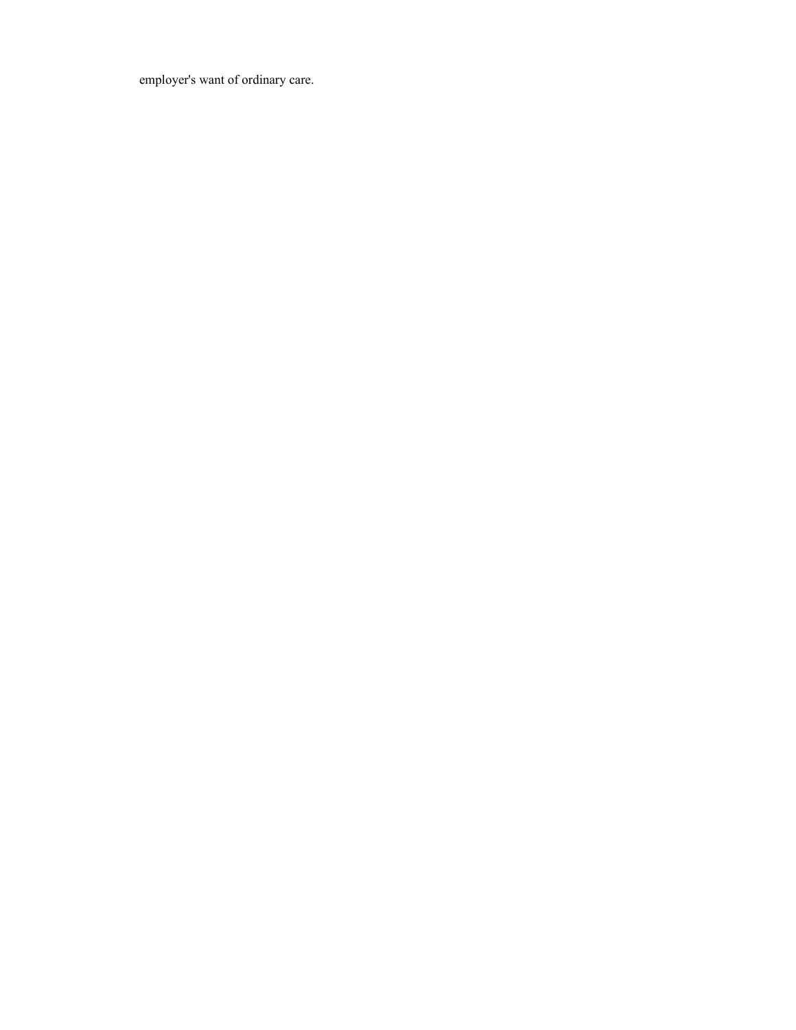employer's want of ordinary care.